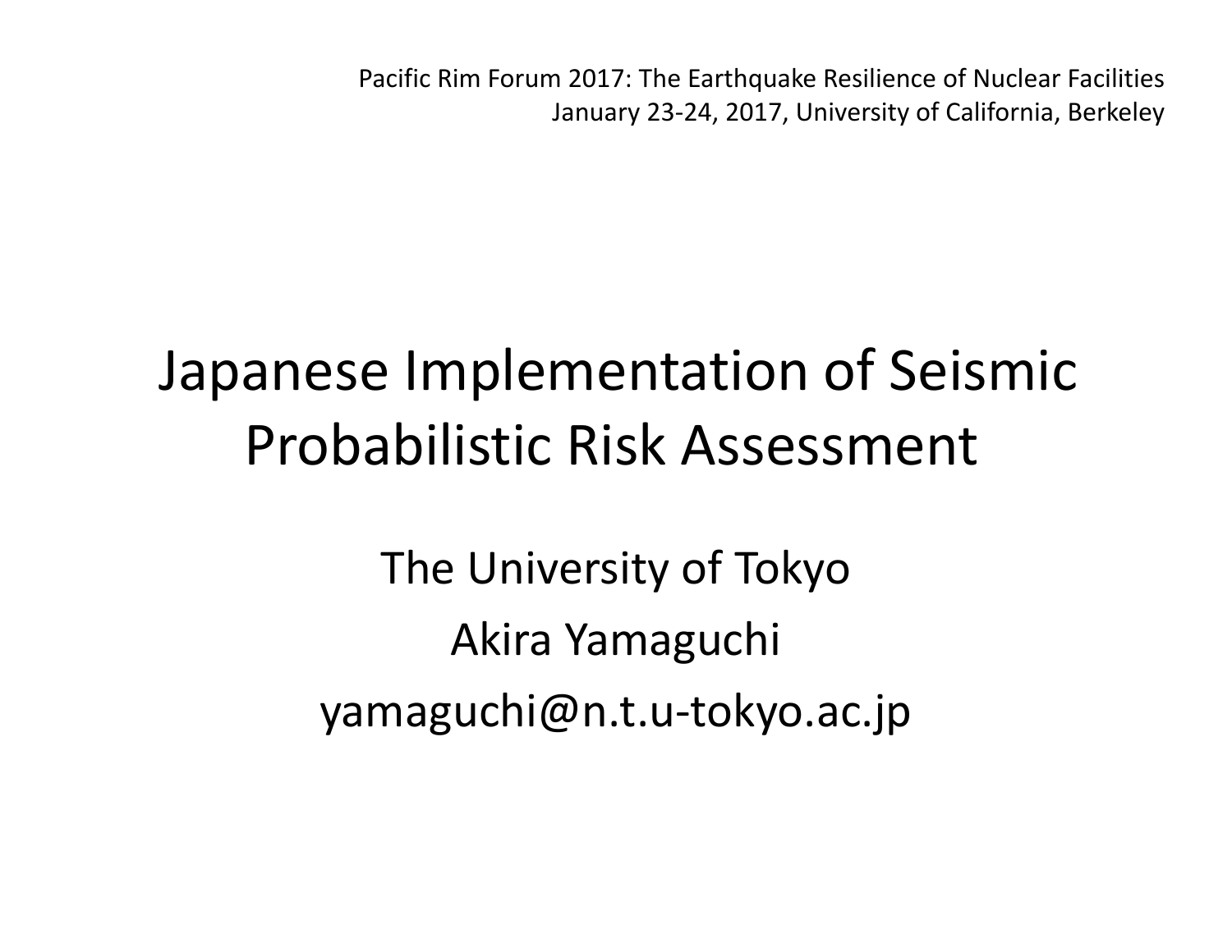Pacific Rim Forum 2017: The Earthquake Resilience of Nuclear Facilities
January 23-24, 2017, University of California, Berkeley

# Japanese Implementation of Seismic Probabilistic Risk Assessment

The University of Tokyo

Akira Yamaguchi

yamaguchi@n.t.u-tokyo.ac.jp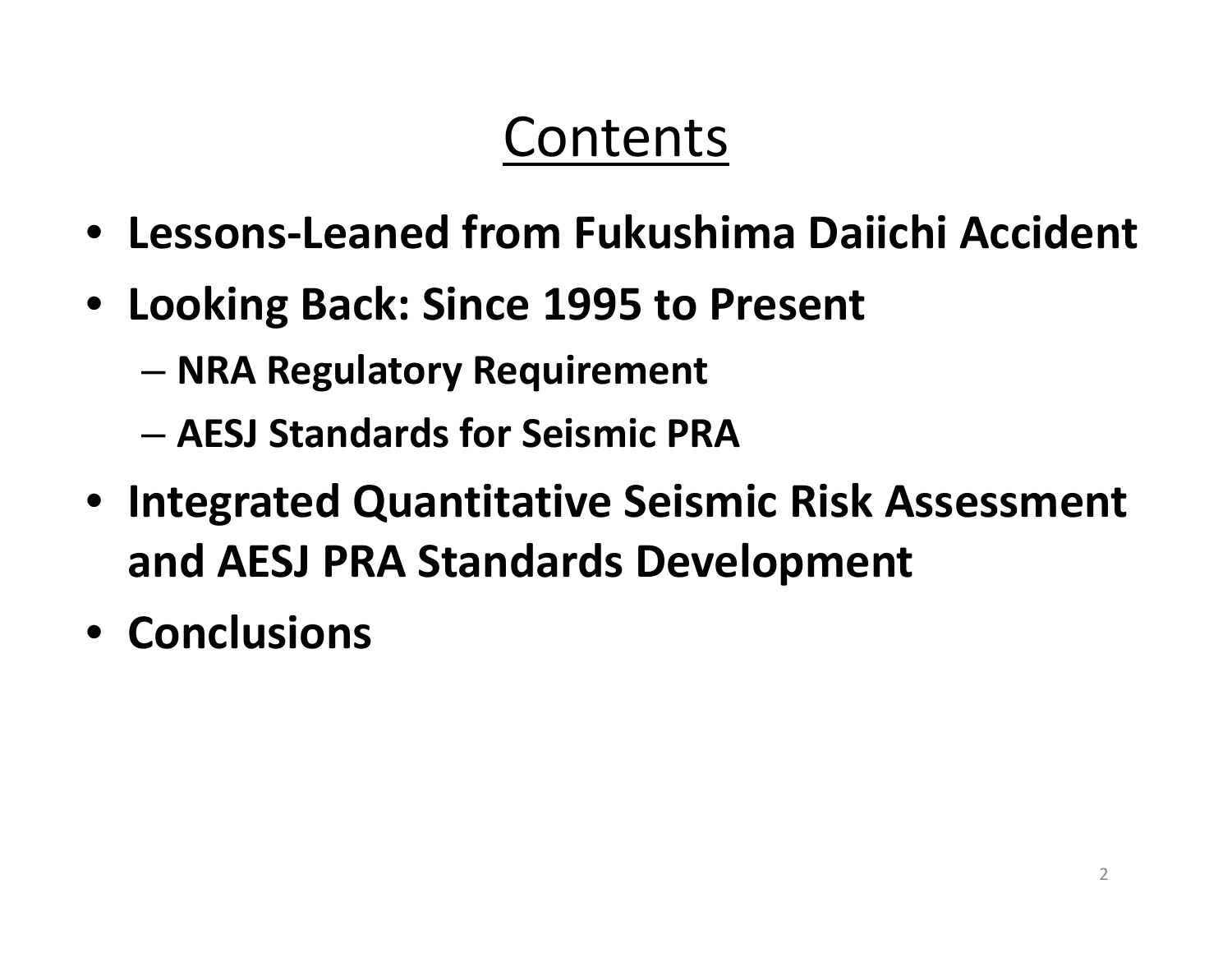# Contents

- **Lessons-Leaned from Fukushima Daiichi Accident**
- **Looking Back: Since 1995 to Present**
  - **NRA Regulatory Requirement**
  - **AESJ Standards for Seismic PRA**
- **Integrated Quantitative Seismic Risk Assessment and AESJ PRA Standards Development**
- **Conclusions**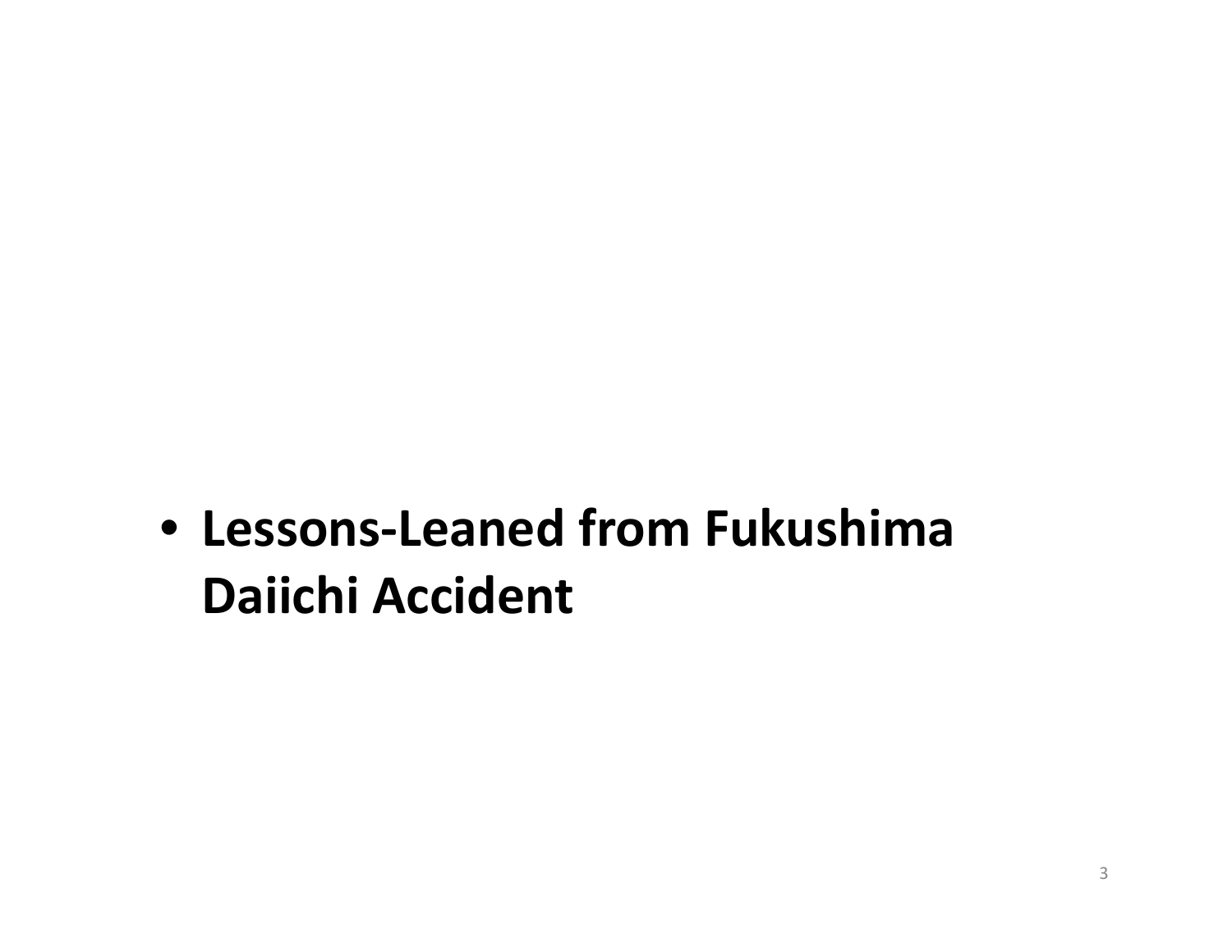- **Lessons-Leaned from Fukushima Daiichi Accident**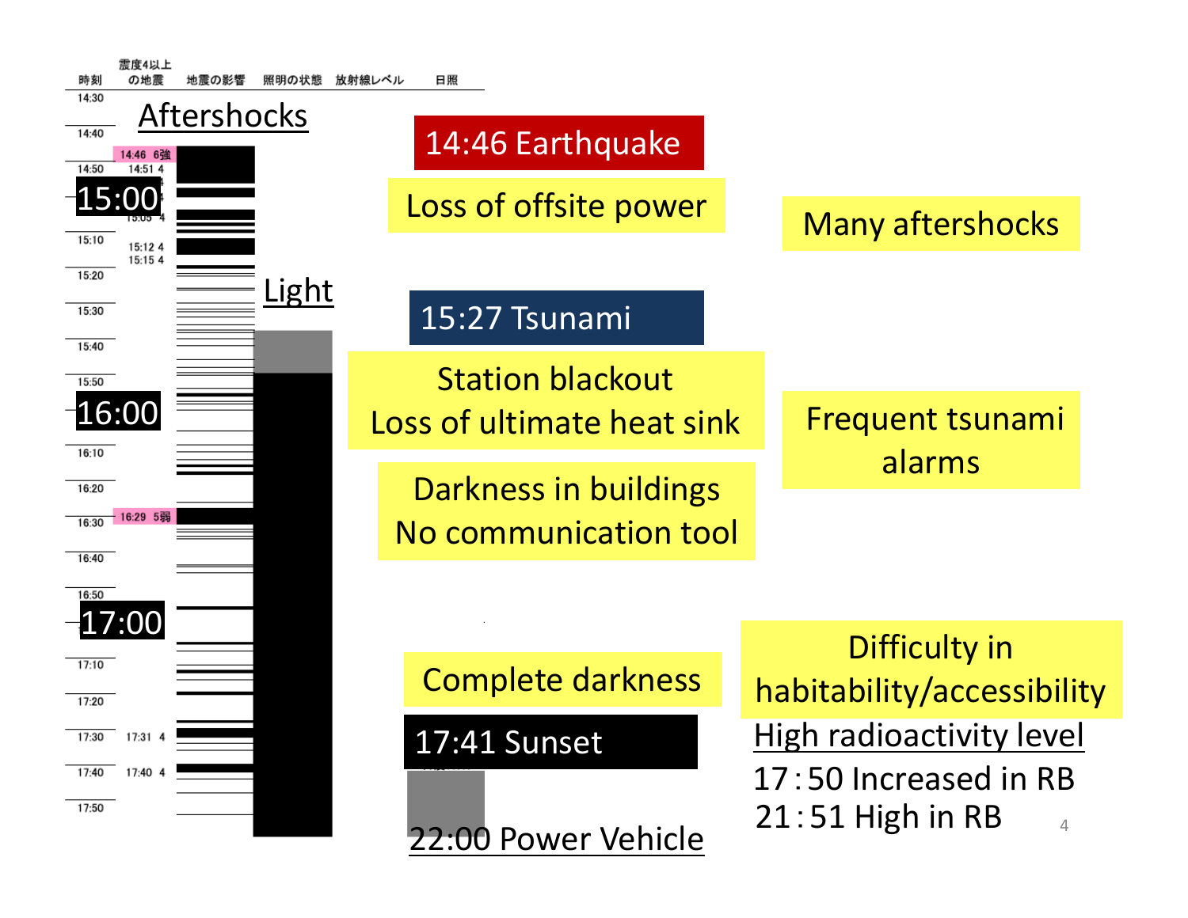| 時刻 | 震度4以上の地震 | 地震の影響 | 照明の状態 | 放射線レベル | 日照 |
|---|---|---|---|---|---|
| 14:30 | | | | | |
| 14:40 | 14:46 6強 | | | | |
| 14:50 | 14:51 4 | | | | |
| 15:00 | 15:05 4 | | | | |
| 15:10 | 15:12 4<br>15:15 4 | | | | |
| 15:20 | | | | | |
| 15:30 | | | | | |
| 15:40 | | | | | |
| 15:50 | | | | | |
| 16:00 | | | | | |
| 16:10 | | | | | |
| 16:20 | | | | | |
| 16:30 | 16:29 5弱 | | | | |
| 16:40 | | | | | |
| 16:50 | | | | | |
| 17:00 | | | | | |
| 17:10 | | | | | |
| 17:20 | | | | | |
| 17:30 | 17:31 4 | | | | |
| 17:40 | 17:40 4 | | | | |
| 17:50 | | | | | |

Aftershocks

Light

**14:46 Earthquake**

Loss of offsite power

Many aftershocks

**15:27 Tsunami**

Station blackout
Loss of ultimate heat sink

Frequent tsunami alarms

Darkness in buildings
No communication tool

Complete darkness

**17:41 Sunset**

22:00 Power Vehicle

Difficulty in habitability/accessibility

High radioactivity level

17：50 Increased in RB

21：51 High in RB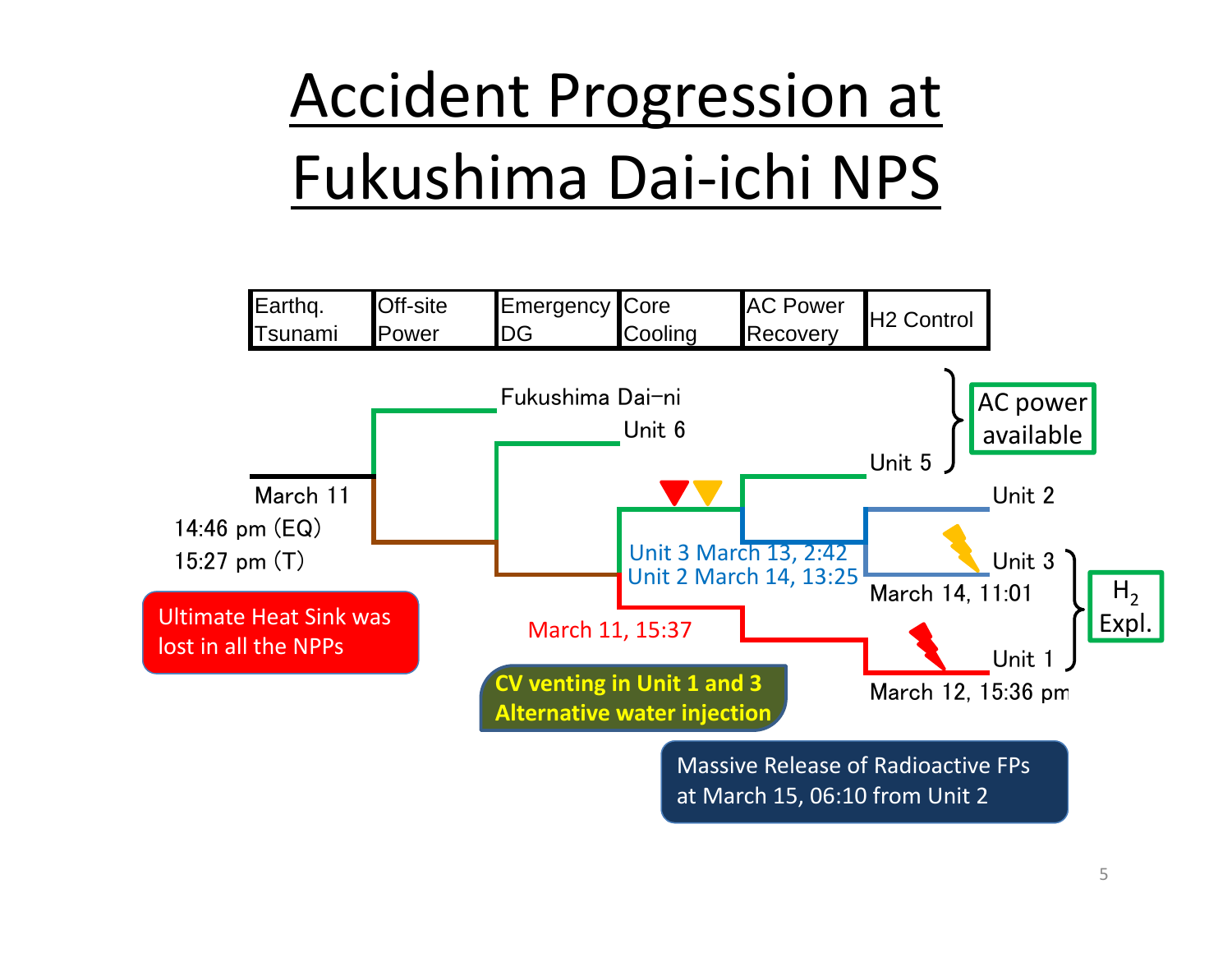# Accident Progression at Fukushima Dai-ichi NPS

| Earthq. Tsunami | Off-site Power | Emergency DG | Core Cooling | AC Power Recovery | H2 Control |
|---|---|---|---|---|---|

Fukushima Dai-ni

Unit 6

Unit 5

AC power available

March 11

14:46 pm (EQ)

15:27 pm (T)

Unit 2

Unit 3 March 13, 2:42

Unit 2 March 14, 13:25

Unit 3

March 14, 11:01

March 11, 15:37

Unit 1

March 12, 15:36 pm

$H_2$ Expl.

Ultimate Heat Sink was lost in all the NPPs

**CV venting in Unit 1 and 3**
**Alternative water injection**

Massive Release of Radioactive FPs at March 15, 06:10 from Unit 2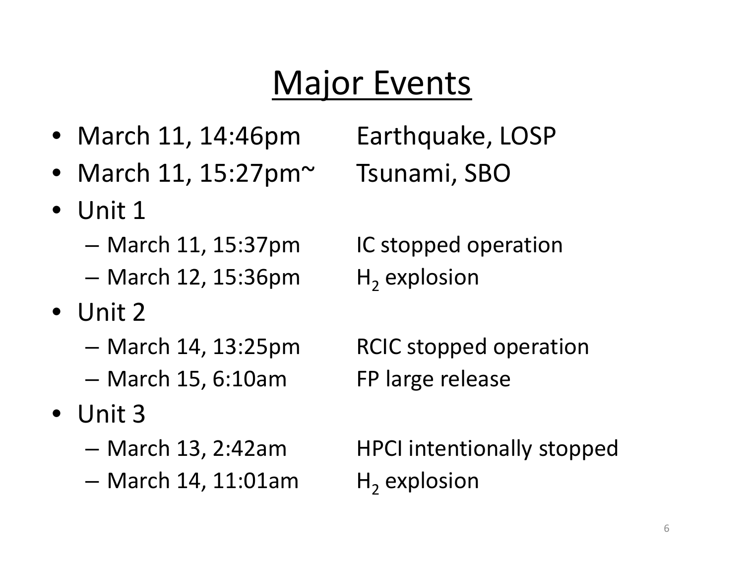# Major Events

- March 11, 14:46pm — Earthquake, LOSP
- March 11, 15:27pm~ — Tsunami, SBO
- Unit 1
  - March 11, 15:37pm — IC stopped operation
  - March 12, 15:36pm — $H_2$ explosion
- Unit 2
  - March 14, 13:25pm — RCIC stopped operation
  - March 15, 6:10am — FP large release
- Unit 3
  - March 13, 2:42am — HPCI intentionally stopped
  - March 14, 11:01am — $H_2$ explosion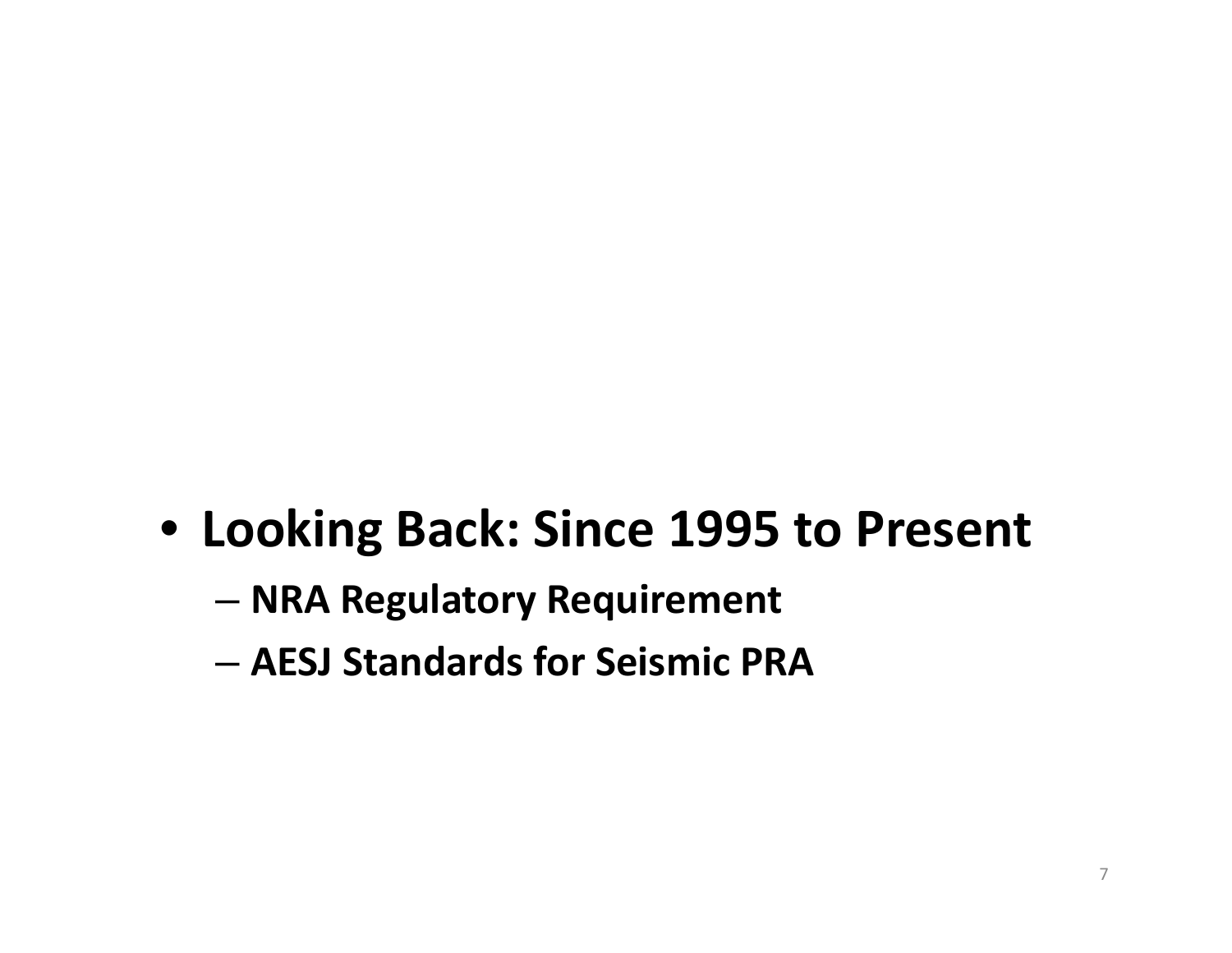- **Looking Back: Since 1995 to Present**
  - **NRA Regulatory Requirement**
  - **AESJ Standards for Seismic PRA**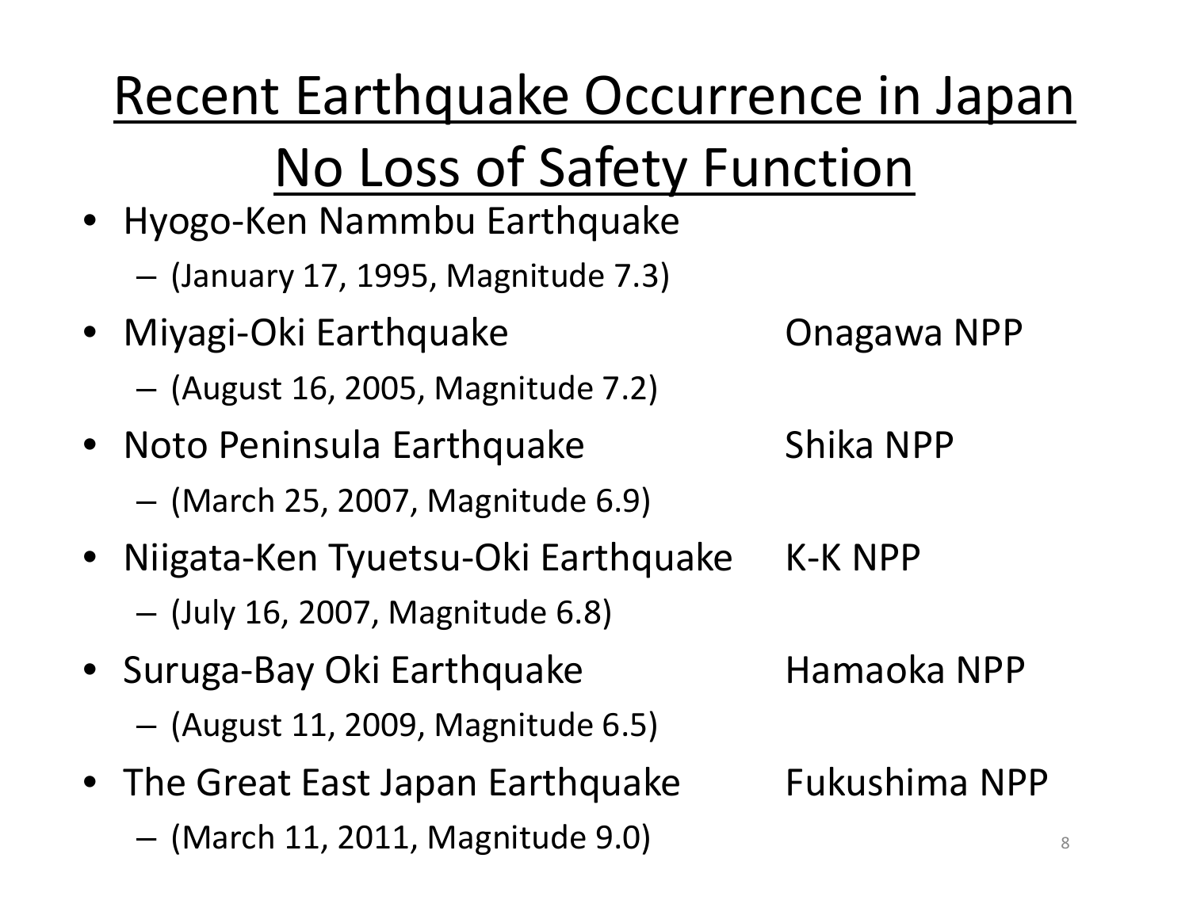# Recent Earthquake Occurrence in Japan
# No Loss of Safety Function

- Hyogo-Ken Nammbu Earthquake
  - (January 17, 1995, Magnitude 7.3)
- Miyagi-Oki Earthquake — Onagawa NPP
  - (August 16, 2005, Magnitude 7.2)
- Noto Peninsula Earthquake — Shika NPP
  - (March 25, 2007, Magnitude 6.9)
- Niigata-Ken Tyuetsu-Oki Earthquake — K-K NPP
  - (July 16, 2007, Magnitude 6.8)
- Suruga-Bay Oki Earthquake — Hamaoka NPP
  - (August 11, 2009, Magnitude 6.5)
- The Great East Japan Earthquake — Fukushima NPP
  - (March 11, 2011, Magnitude 9.0)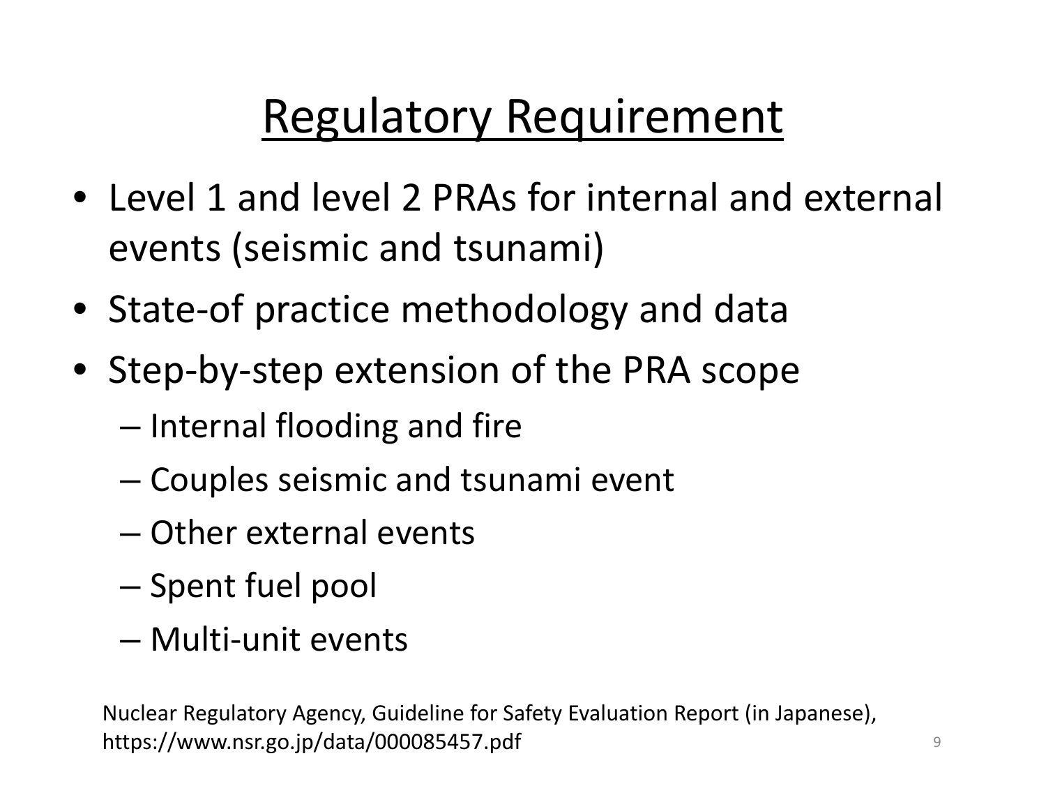# Regulatory Requirement

- Level 1 and level 2 PRAs for internal and external events (seismic and tsunami)
- State-of practice methodology and data
- Step-by-step extension of the PRA scope
  - Internal flooding and fire
  - Couples seismic and tsunami event
  - Other external events
  - Spent fuel pool
  - Multi-unit events

Nuclear Regulatory Agency, Guideline for Safety Evaluation Report (in Japanese), https://www.nsr.go.jp/data/000085457.pdf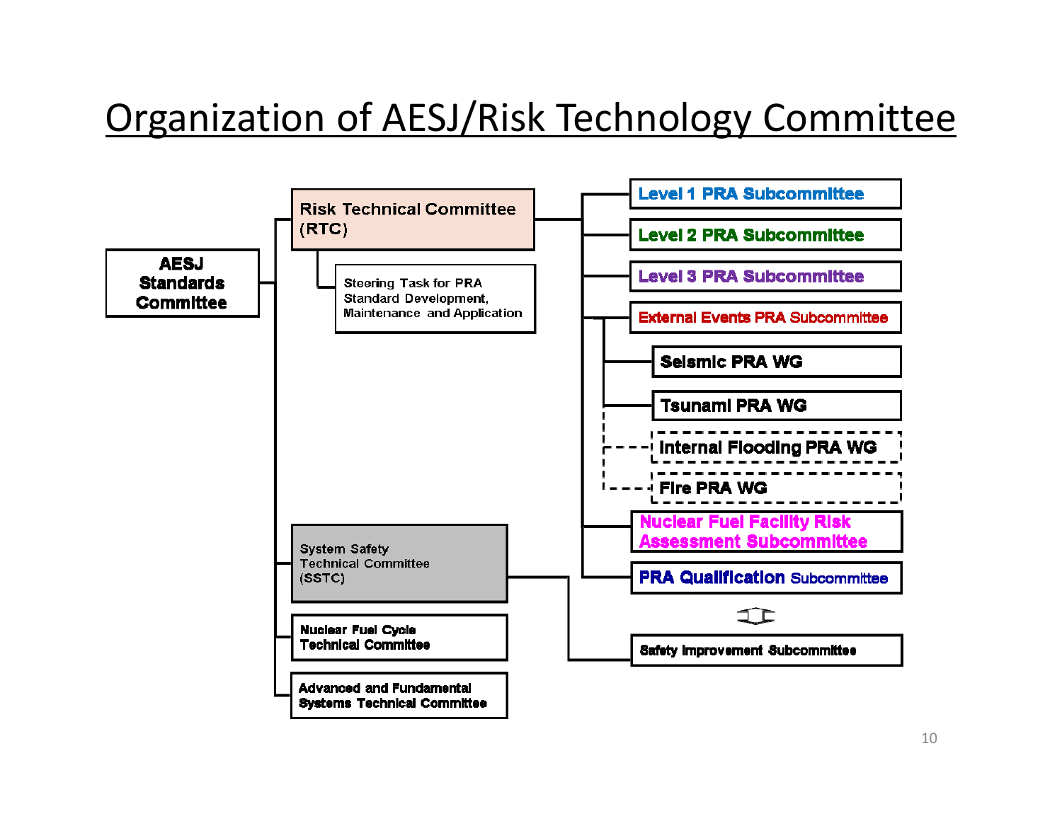# Organization of AESJ/Risk Technology Committee

- **AESJ Standards Committee**
  - Risk Technical Committee (RTC)
    - Steering Task for PRA Standard Development, Maintenance and Application
    - Level 1 PRA Subcommittee
    - Level 2 PRA Subcommittee
    - Level 3 PRA Subcommittee
    - External Events PRA Subcommittee
      - Seismic PRA WG
      - Tsunami PRA WG
      - Internal Flooding PRA WG
      - Fire PRA WG
    - Nuclear Fuel Facility Risk Assessment Subcommittee
    - PRA Qualification Subcommittee
  - System Safety Technical Committee (SSTC)
    - Safety Improvement Subcommittee
  - Nuclear Fuel Cycle Technical Committee
  - Advanced and Fundamental Systems Technical Committee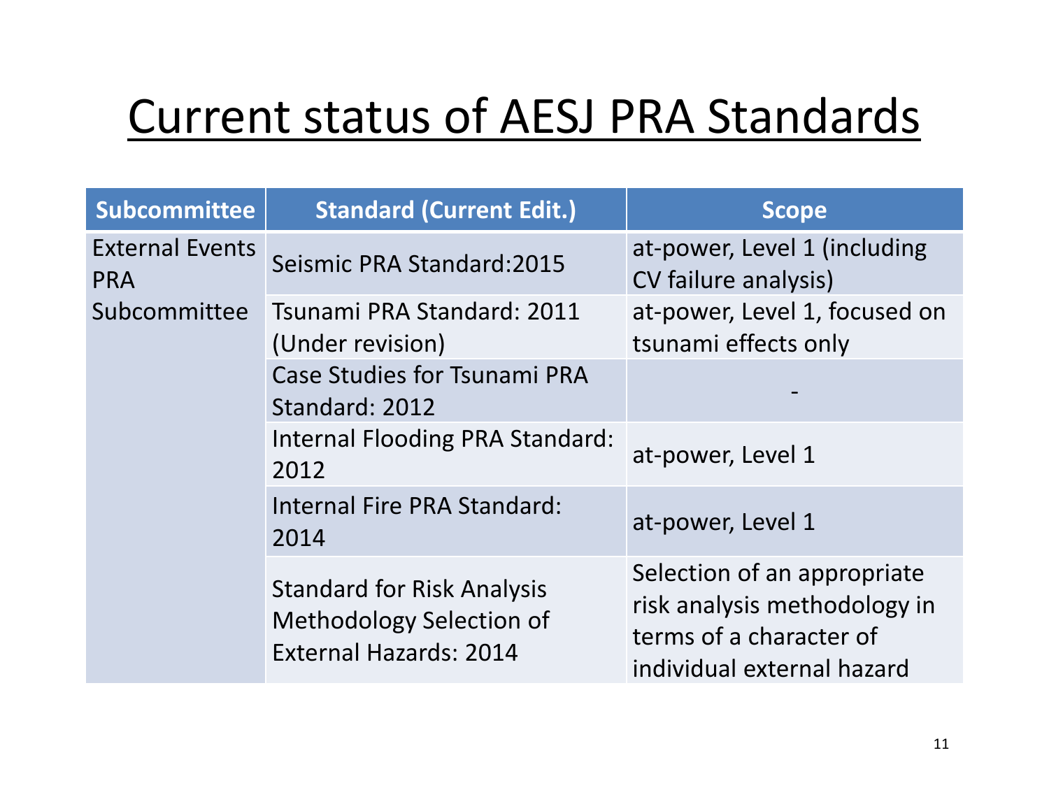# Current status of AESJ PRA Standards

| Subcommittee | Standard (Current Edit.) | Scope |
|---|---|---|
| External Events PRA Subcommittee | Seismic PRA Standard:2015 | at-power, Level 1 (including CV failure analysis) |
| | Tsunami PRA Standard: 2011 (Under revision) | at-power, Level 1, focused on tsunami effects only |
| | Case Studies for Tsunami PRA Standard: 2012 | - |
| | Internal Flooding PRA Standard: 2012 | at-power, Level 1 |
| | Internal Fire PRA Standard: 2014 | at-power, Level 1 |
| | Standard for Risk Analysis Methodology Selection of External Hazards: 2014 | Selection of an appropriate risk analysis methodology in terms of a character of individual external hazard |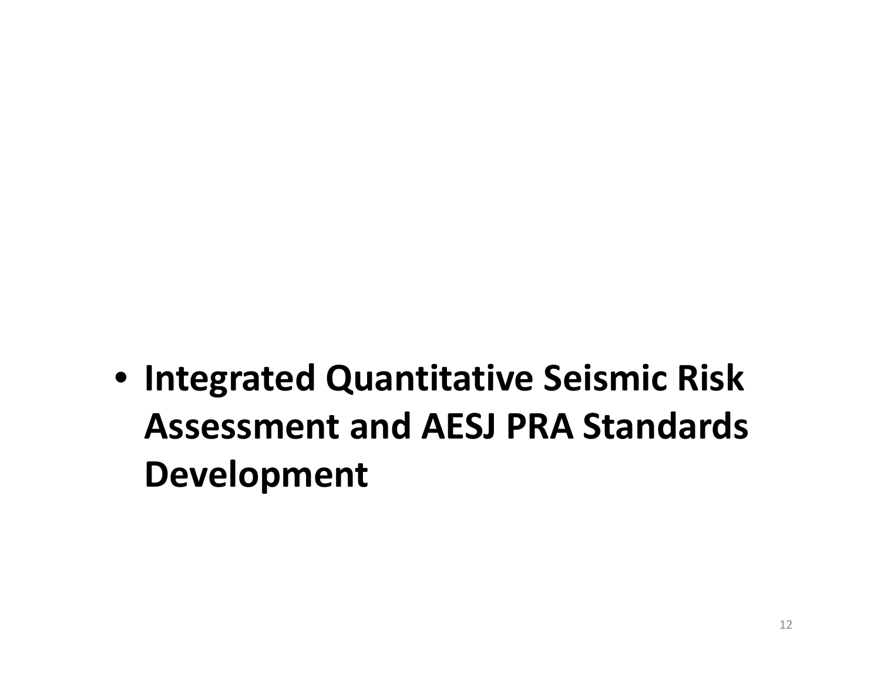- **Integrated Quantitative Seismic Risk Assessment and AESJ PRA Standards Development**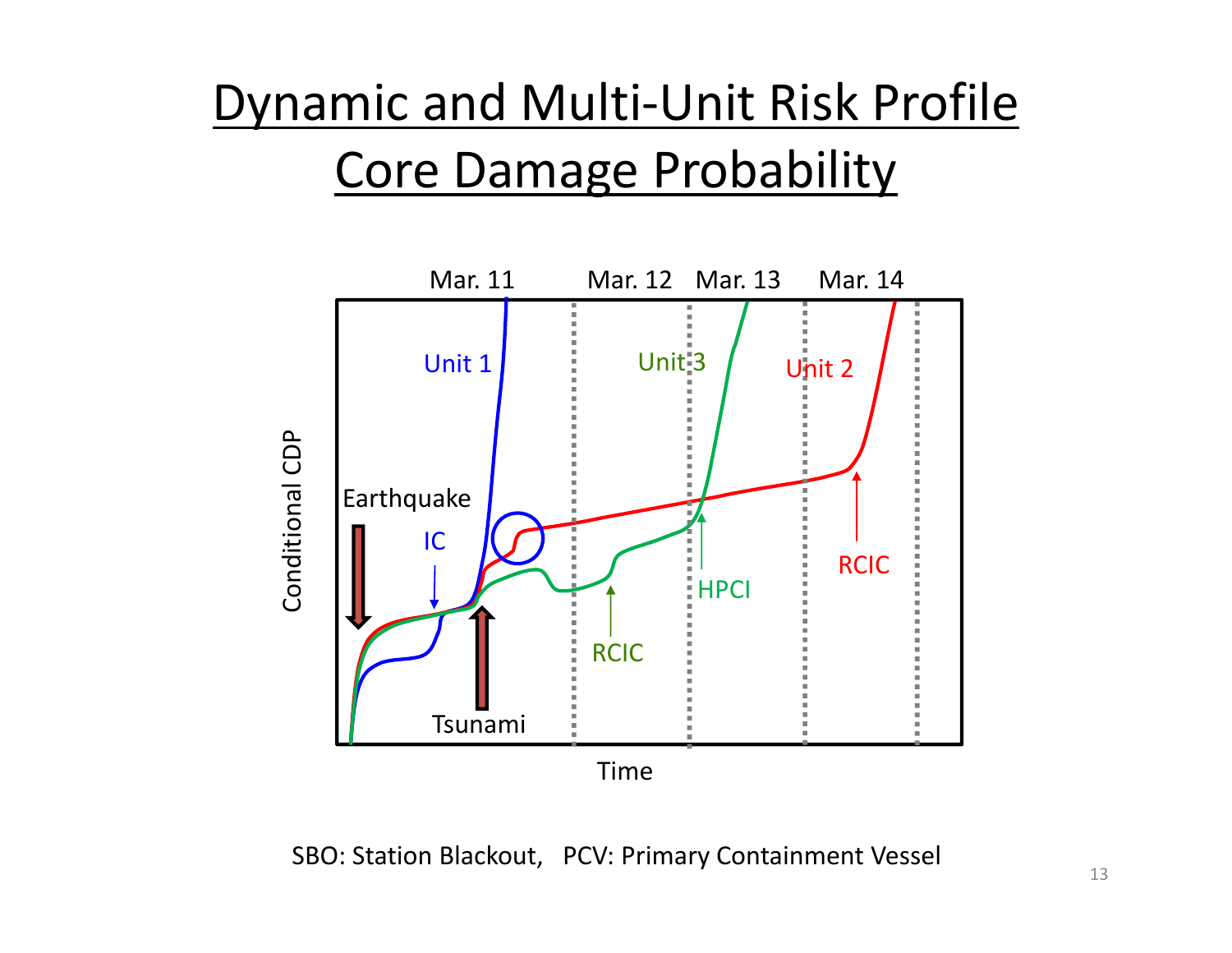# Dynamic and Multi-Unit Risk Profile
# Core Damage Probability

Mar. 11 Mar. 12 Mar. 13 Mar. 14

Unit 1 Unit 3 Unit 2

Conditional CDP

Earthquake

IC

Tsunami

RCIC

HPCI

RCIC

Time

SBO: Station Blackout, PCV: Primary Containment Vessel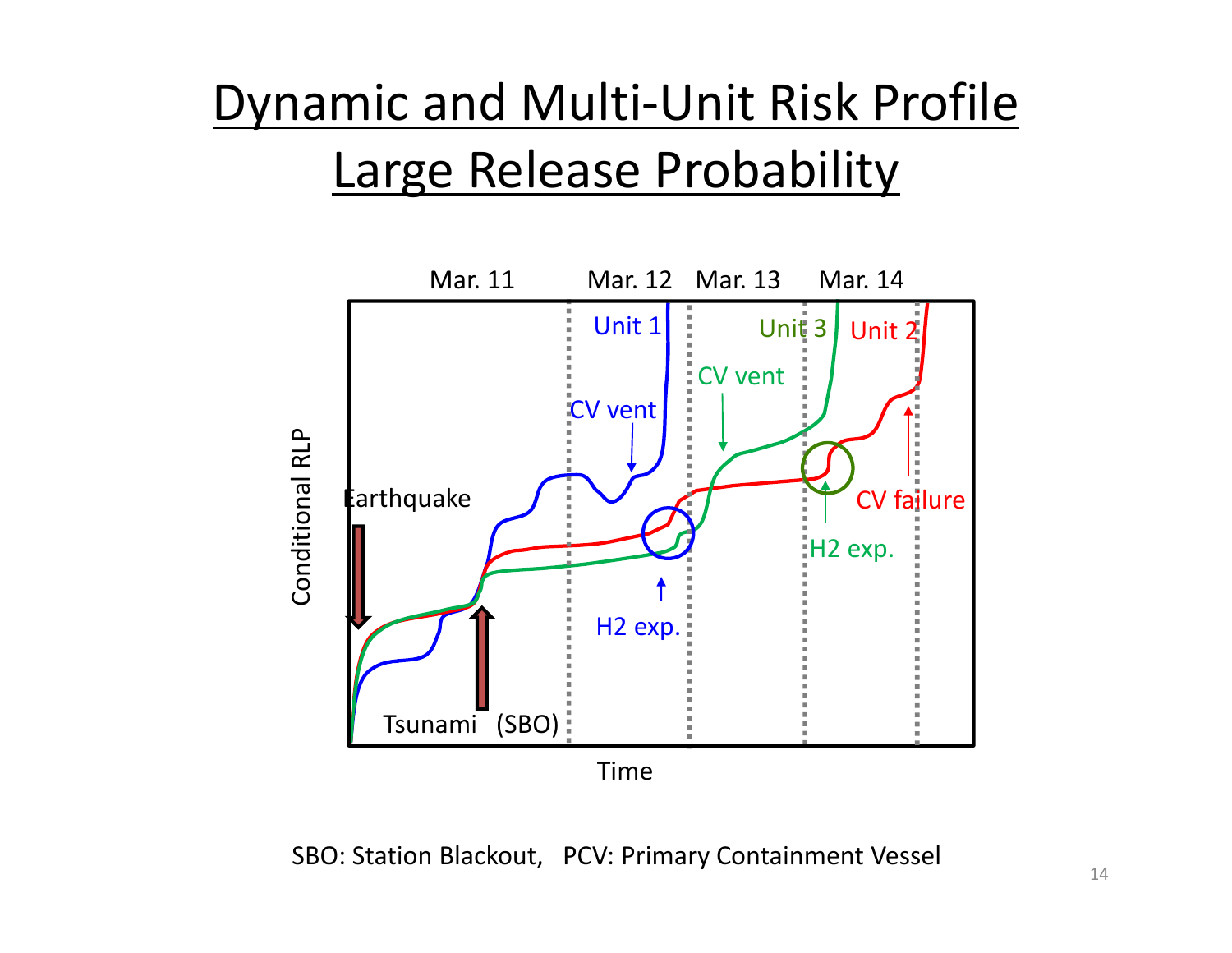# Dynamic and Multi-Unit Risk Profile
# Large Release Probability

Mar. 11 | Mar. 12 | Mar. 13 | Mar. 14

Conditional RLP

Unit 1, Unit 3, Unit 2

Earthquake

Tsunami (SBO)

CV vent

CV vent

H2 exp.

H2 exp.

CV failure

Time

SBO: Station Blackout, PCV: Primary Containment Vessel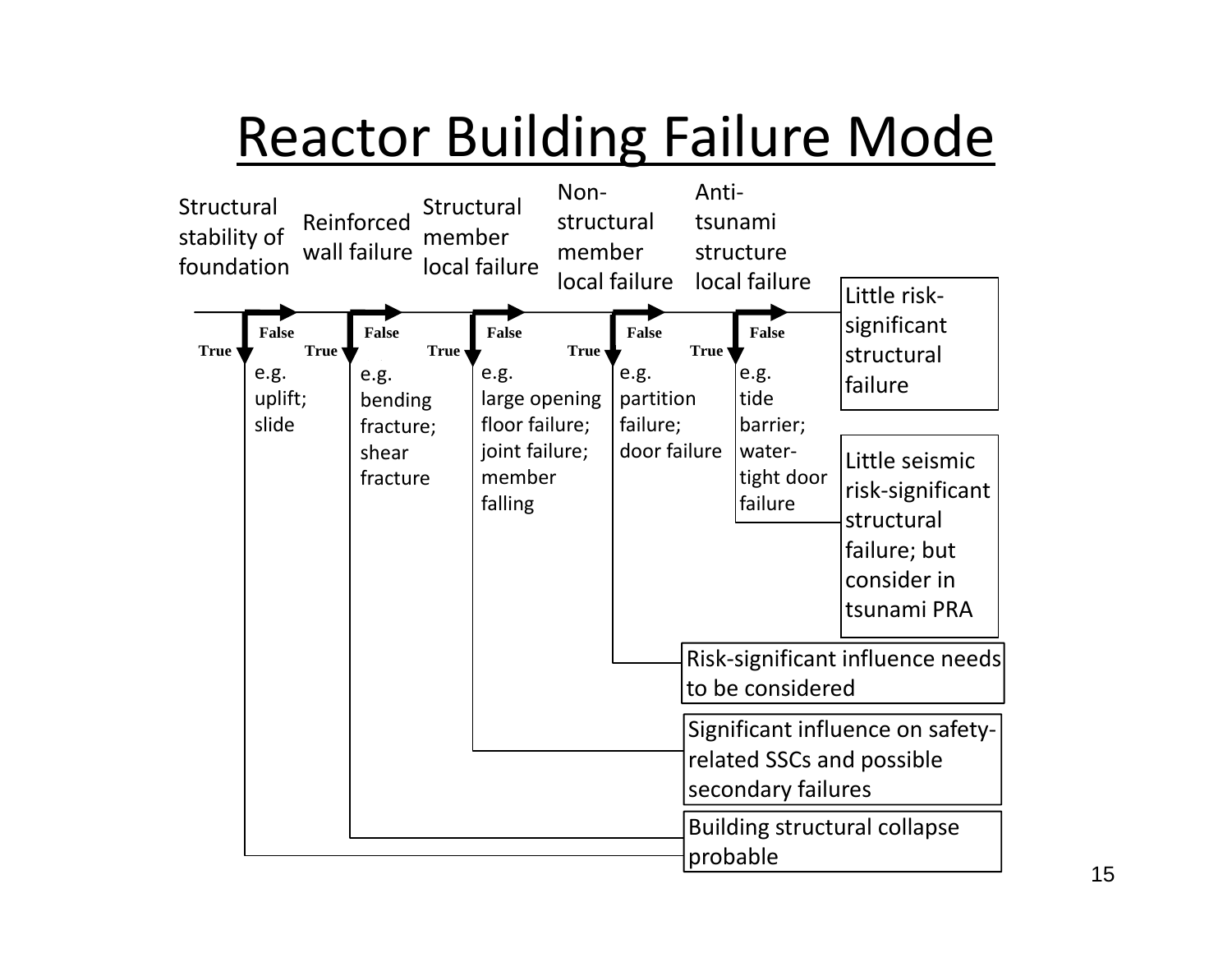# Reactor Building Failure Mode

| Structural stability of foundation | Reinforced wall failure | Structural member local failure | Non-structural member local failure | Anti-tsunami structure local failure | Outcome |
|---|---|---|---|---|---|
| False | False | False | False | False | Little risk-significant structural failure |
| False | False | False | False | True (e.g. tide barrier; water-tight door failure) | Little seismic risk-significant structural failure; but consider in tsunami PRA |
| False | False | False | True (e.g. partition failure; door failure) | | Risk-significant influence needs to be considered |
| False | False | True (e.g. large opening floor failure; joint failure; member falling) | | | Significant influence on safety-related SSCs and possible secondary failures |
| False | True (e.g. bending fracture; shear fracture) | | | | Building structural collapse probable |
| True (e.g. uplift; slide) | | | | | Building structural collapse probable |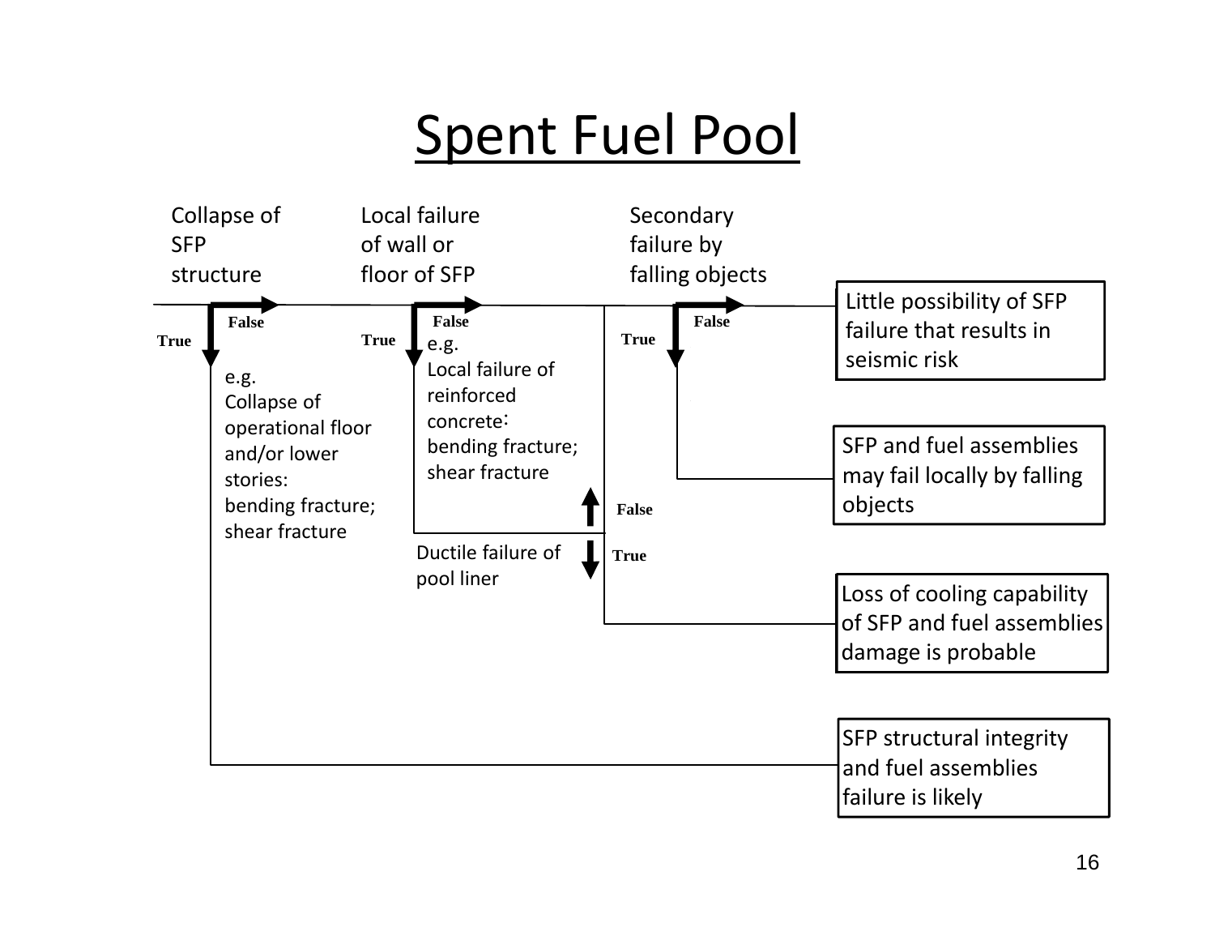# Spent Fuel Pool

Collapse of SFP structure

- True: e.g. Collapse of operational floor and/or lower stories: bending fracture; shear fracture → SFP structural integrity and fuel assemblies failure is likely
- False → Local failure of wall or floor of SFP
  - True: e.g. Local failure of reinforced concrete: bending fracture; shear fracture → Ductile failure of pool liner
    - True → Loss of cooling capability of SFP and fuel assemblies damage is probable
    - False → Secondary failure by falling objects
  - False → Secondary failure by falling objects
    - True → SFP and fuel assemblies may fail locally by falling objects
    - False → Little possibility of SFP failure that results in seismic risk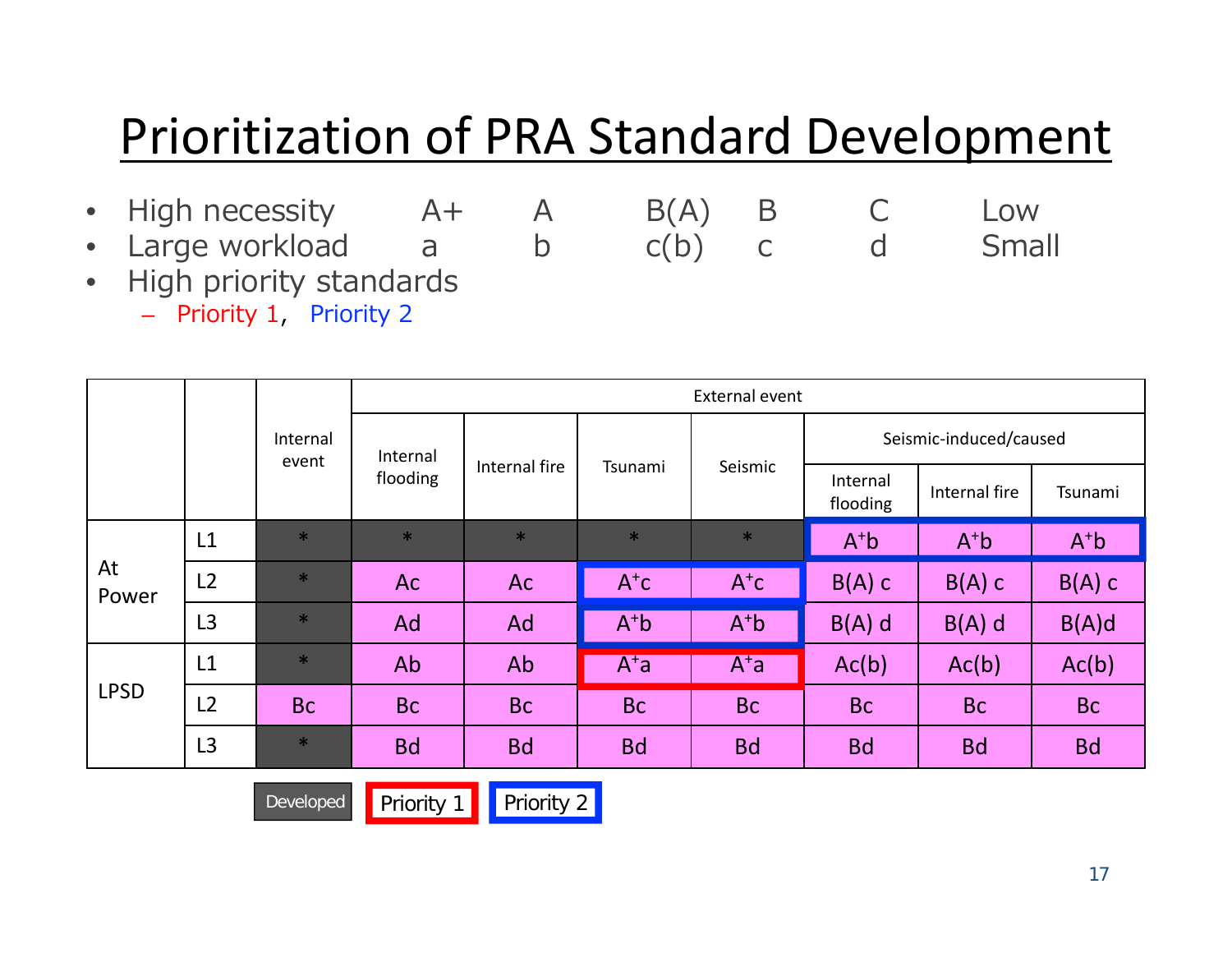# Prioritization of PRA Standard Development

- High necessity A+ A B(A) B C Low
- Large workload a b c(b) c d Small
- High priority standards
  - Priority 1, Priority 2

| | | Internal event | External event | | | | | | |
|---|---|---|---|---|---|---|---|---|---|
| | | | Internal flooding | Internal fire | Tsunami | Seismic | Seismic-induced/caused | | |
| | | | | | | | Internal flooding | Internal fire | Tsunami |
| At Power | L1 | * | * | * | * | * | A⁺b | A⁺b | A⁺b |
| | L2 | * | Ac | Ac | A⁺c | A⁺c | B(A) c | B(A) c | B(A) c |
| | L3 | * | Ad | Ad | A⁺b | A⁺b | B(A) d | B(A) d | B(A)d |
| LPSD | L1 | * | Ab | Ab | A⁺a | A⁺a | Ac(b) | Ac(b) | Ac(b) |
| | L2 | Bc | Bc | Bc | Bc | Bc | Bc | Bc | Bc |
| | L3 | * | Bd | Bd | Bd | Bd | Bd | Bd | Bd |

Legend: Developed (* cells) | Priority 1 (red: LPSD L1 Tsunami, Seismic) | Priority 2 (blue: At Power L1 Seismic-induced/caused Internal flooding, Internal fire, Tsunami; At Power L2 and L3 Tsunami, Seismic)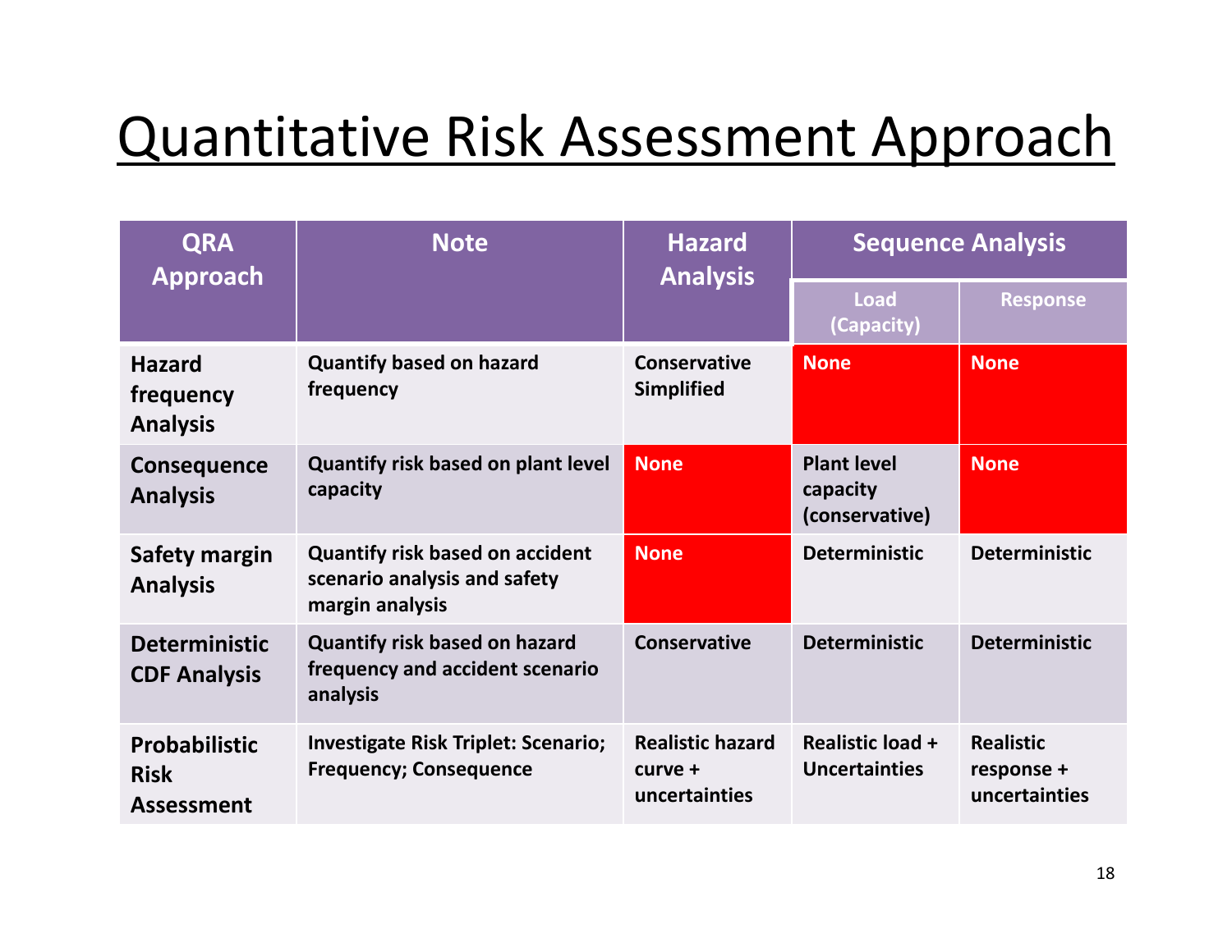# Quantitative Risk Assessment Approach

| QRA Approach | Note | Hazard Analysis | Sequence Analysis | |
|---|---|---|---|---|
| | | | Load (Capacity) | Response |
| **Hazard frequency Analysis** | **Quantify based on hazard frequency** | **Conservative Simplified** | **None** | **None** |
| **Consequence Analysis** | **Quantify risk based on plant level capacity** | **None** | **Plant level capacity (conservative)** | **None** |
| **Safety margin Analysis** | **Quantify risk based on accident scenario analysis and safety margin analysis** | **None** | **Deterministic** | **Deterministic** |
| **Deterministic CDF Analysis** | **Quantify risk based on hazard frequency and accident scenario analysis** | **Conservative** | **Deterministic** | **Deterministic** |
| **Probabilistic Risk Assessment** | **Investigate Risk Triplet: Scenario; Frequency; Consequence** | **Realistic hazard curve + uncertainties** | **Realistic load + Uncertainties** | **Realistic response + uncertainties** |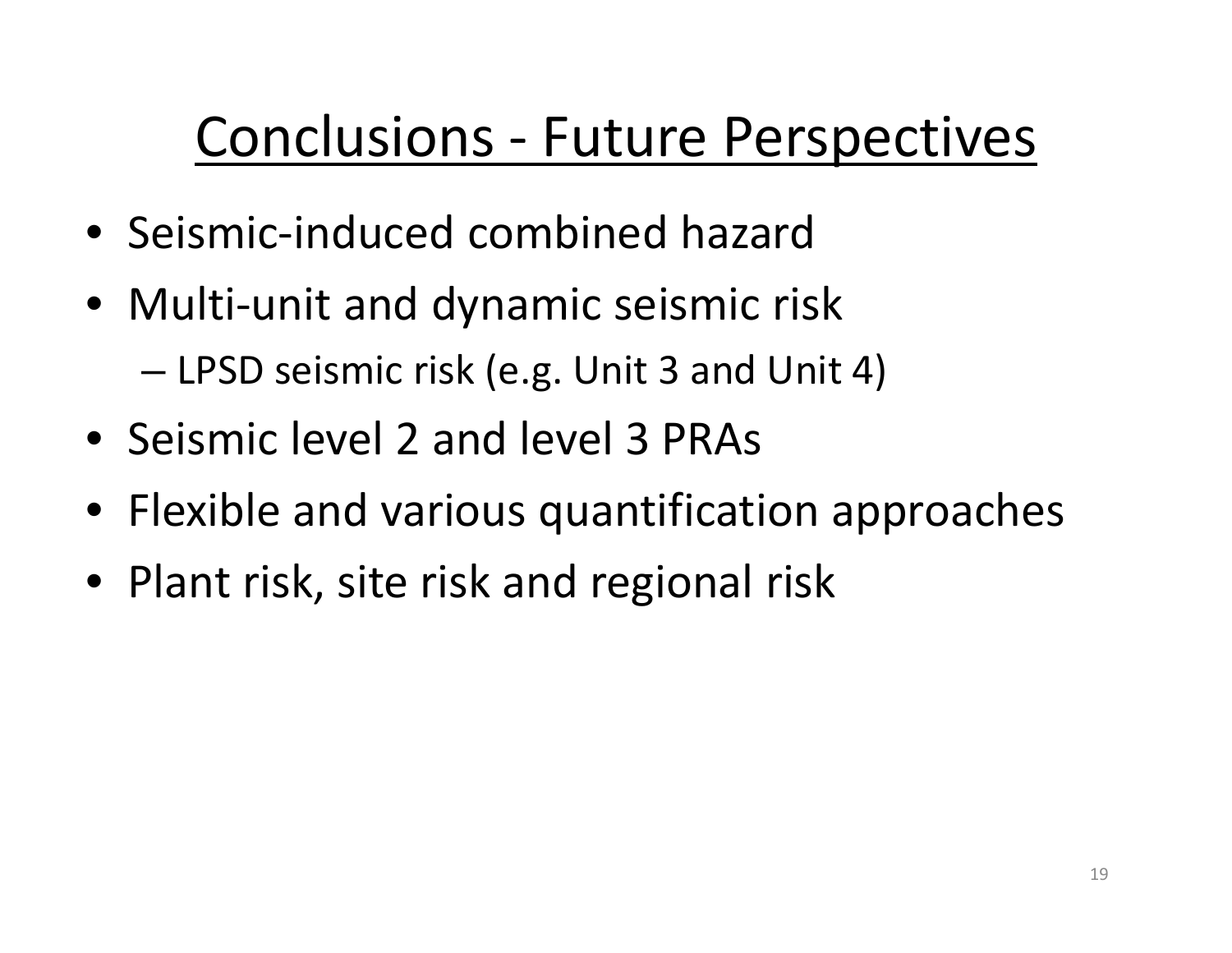# Conclusions - Future Perspectives

- Seismic-induced combined hazard
- Multi-unit and dynamic seismic risk
  - LPSD seismic risk (e.g. Unit 3 and Unit 4)
- Seismic level 2 and level 3 PRAs
- Flexible and various quantification approaches
- Plant risk, site risk and regional risk